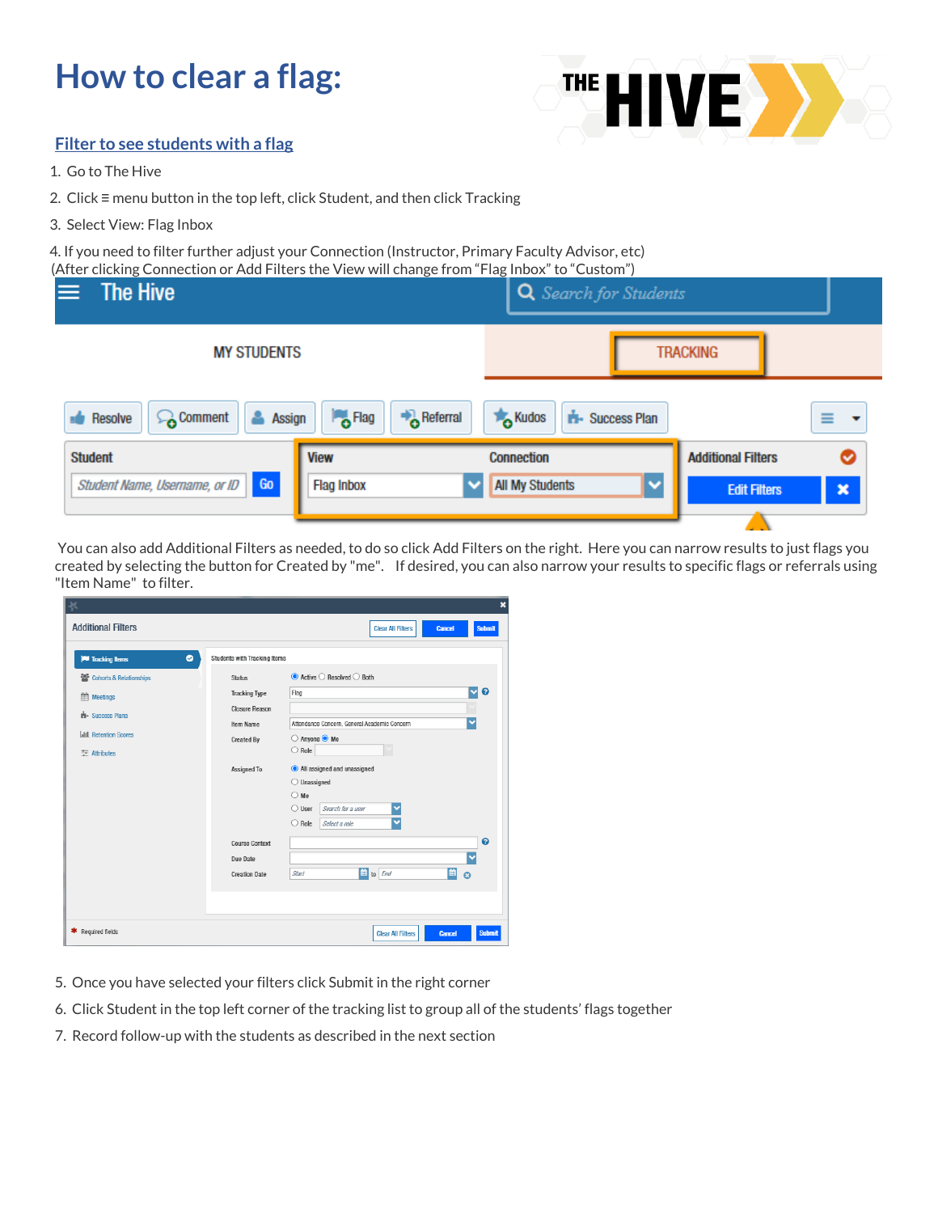# How to clear a flag:

## Filter to see students with a flag

1. Go to The Hive
2. Click ≡ menu button in the top left, click Student, and then click Tracking
3. Select View: Flag Inbox
4. If you need to filter further adjust your Connection (Instructor, Primary Faculty Advisor, etc) (After clicking Connection or Add Filters the View will change from "Flag Inbox" to "Custom")

You can also add Additional Filters as needed, to do so click Add Filters on the right. Here you can narrow results to just flags you created by selecting the button for Created by "me". If desired, you can also narrow your results to specific flags or referrals using "Item Name" to filter.

5. Once you have selected your filters click Submit in the right corner
6. Click Student in the top left corner of the tracking list to group all of the students' flags together
7. Record follow-up with the students as described in the next section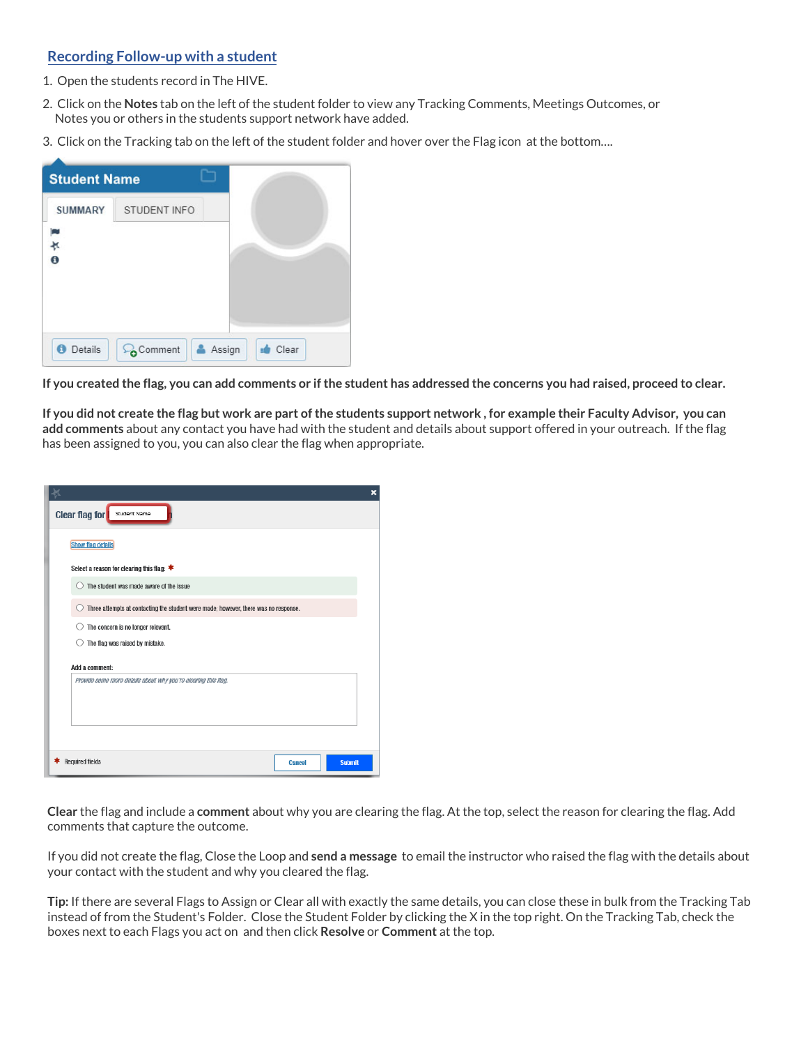## Recording Follow-up with a student

1. Open the students record in The HIVE.
2. Click on the **Notes** tab on the left of the student folder to view any Tracking Comments, Meetings Outcomes, or Notes you or others in the students support network have added.
3. Click on the Tracking tab on the left of the student folder and hover over the Flag icon at the bottom....

**If you created the flag, you can add comments or if the student has addressed the concerns you had raised, proceed to clear.**

**If you did not create the flag but work are part of the students support network , for example their Faculty Advisor, you can add comments** about any contact you have had with the student and details about support offered in your outreach. If the flag has been assigned to you, you can also clear the flag when appropriate.

**Clear** the flag and include a **comment** about why you are clearing the flag. At the top, select the reason for clearing the flag. Add comments that capture the outcome.

If you did not create the flag, Close the Loop and **send a message** to email the instructor who raised the flag with the details about your contact with the student and why you cleared the flag.

**Tip:** If there are several Flags to Assign or Clear all with exactly the same details, you can close these in bulk from the Tracking Tab instead of from the Student's Folder. Close the Student Folder by clicking the X in the top right. On the Tracking Tab, check the boxes next to each Flags you act on and then click **Resolve** or **Comment** at the top.